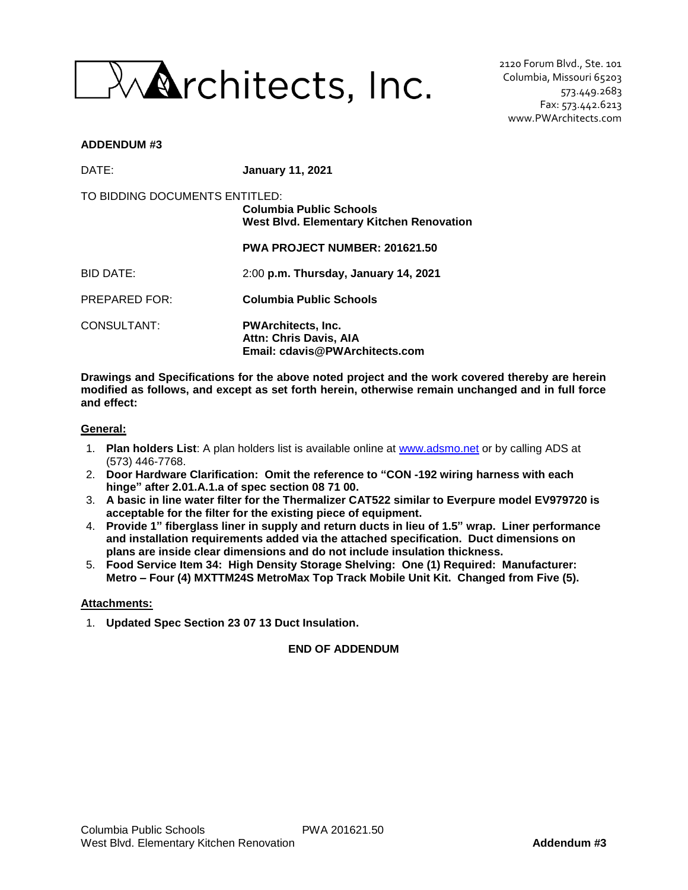PWArchitects, Inc.

2120 Forum Blvd., Ste. 101
Columbia, Missouri 65203
573.449.2683
Fax: 573.442.6213
www.PWArchitects.com

**ADDENDUM #3**

| | |
|---|---|
| DATE: | **January 11, 2021** |
| TO BIDDING DOCUMENTS ENTITLED: | **Columbia Public Schools**<br>**West Blvd. Elementary Kitchen Renovation**<br><br>**PWA PROJECT NUMBER: 201621.50** |
| BID DATE: | 2:00 **p.m. Thursday, January 14, 2021** |
| PREPARED FOR: | **Columbia Public Schools** |
| CONSULTANT: | **PWArchitects, Inc.**<br>**Attn: Chris Davis, AIA**<br>**Email: cdavis@PWArchitects.com** |

**Drawings and Specifications for the above noted project and the work covered thereby are herein modified as follows, and except as set forth herein, otherwise remain unchanged and in full force and effect:**

**General:**

1. **Plan holders List**: A plan holders list is available online at www.adsmo.net or by calling ADS at (573) 446-7768.
2. **Door Hardware Clarification: Omit the reference to "CON -192 wiring harness with each hinge" after 2.01.A.1.a of spec section 08 71 00.**
3. **A basic in line water filter for the Thermalizer CAT522 similar to Everpure model EV979720 is acceptable for the filter for the existing piece of equipment.**
4. **Provide 1" fiberglass liner in supply and return ducts in lieu of 1.5" wrap. Liner performance and installation requirements added via the attached specification. Duct dimensions on plans are inside clear dimensions and do not include insulation thickness.**
5. **Food Service Item 34: High Density Storage Shelving: One (1) Required: Manufacturer: Metro – Four (4) MXTTM24S MetroMax Top Track Mobile Unit Kit. Changed from Five (5).**

**Attachments:**

1. **Updated Spec Section 23 07 13 Duct Insulation.**

**END OF ADDENDUM**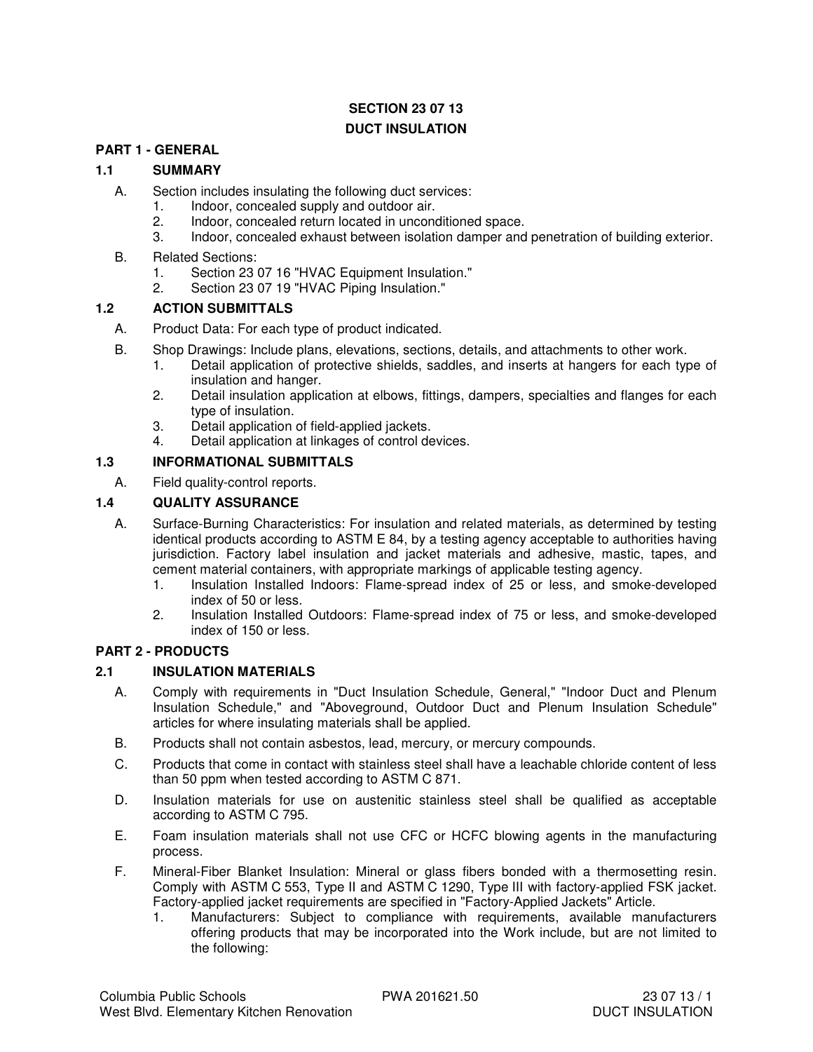# SECTION 23 07 13
# DUCT INSULATION

## PART 1 - GENERAL

### 1.1 SUMMARY

A. Section includes insulating the following duct services:
   1. Indoor, concealed supply and outdoor air.
   2. Indoor, concealed return located in unconditioned space.
   3. Indoor, concealed exhaust between isolation damper and penetration of building exterior.

B. Related Sections:
   1. Section 23 07 16 "HVAC Equipment Insulation."
   2. Section 23 07 19 "HVAC Piping Insulation."

### 1.2 ACTION SUBMITTALS

A. Product Data: For each type of product indicated.

B. Shop Drawings: Include plans, elevations, sections, details, and attachments to other work.
   1. Detail application of protective shields, saddles, and inserts at hangers for each type of insulation and hanger.
   2. Detail insulation application at elbows, fittings, dampers, specialties and flanges for each type of insulation.
   3. Detail application of field-applied jackets.
   4. Detail application at linkages of control devices.

### 1.3 INFORMATIONAL SUBMITTALS

A. Field quality-control reports.

### 1.4 QUALITY ASSURANCE

A. Surface-Burning Characteristics: For insulation and related materials, as determined by testing identical products according to ASTM E 84, by a testing agency acceptable to authorities having jurisdiction. Factory label insulation and jacket materials and adhesive, mastic, tapes, and cement material containers, with appropriate markings of applicable testing agency.
   1. Insulation Installed Indoors: Flame-spread index of 25 or less, and smoke-developed index of 50 or less.
   2. Insulation Installed Outdoors: Flame-spread index of 75 or less, and smoke-developed index of 150 or less.

## PART 2 - PRODUCTS

### 2.1 INSULATION MATERIALS

A. Comply with requirements in "Duct Insulation Schedule, General," "Indoor Duct and Plenum Insulation Schedule," and "Aboveground, Outdoor Duct and Plenum Insulation Schedule" articles for where insulating materials shall be applied.

B. Products shall not contain asbestos, lead, mercury, or mercury compounds.

C. Products that come in contact with stainless steel shall have a leachable chloride content of less than 50 ppm when tested according to ASTM C 871.

D. Insulation materials for use on austenitic stainless steel shall be qualified as acceptable according to ASTM C 795.

E. Foam insulation materials shall not use CFC or HCFC blowing agents in the manufacturing process.

F. Mineral-Fiber Blanket Insulation: Mineral or glass fibers bonded with a thermosetting resin. Comply with ASTM C 553, Type II and ASTM C 1290, Type III with factory-applied FSK jacket. Factory-applied jacket requirements are specified in "Factory-Applied Jackets" Article.
   1. Manufacturers: Subject to compliance with requirements, available manufacturers offering products that may be incorporated into the Work include, but are not limited to the following: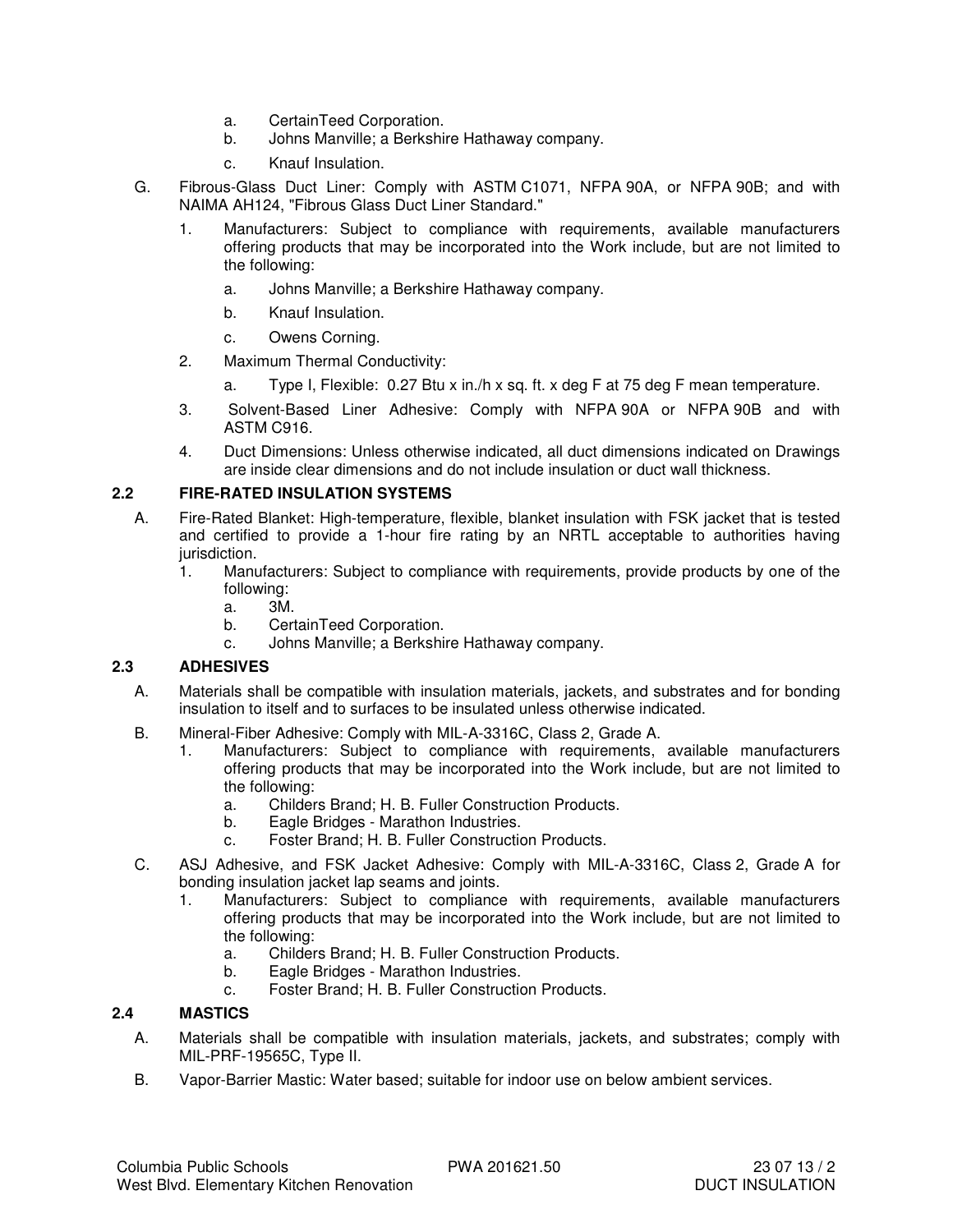a. CertainTeed Corporation.
b. Johns Manville; a Berkshire Hathaway company.
c. Knauf Insulation.

G. Fibrous-Glass Duct Liner: Comply with ASTM C1071, NFPA 90A, or NFPA 90B; and with NAIMA AH124, "Fibrous Glass Duct Liner Standard."

1. Manufacturers: Subject to compliance with requirements, available manufacturers offering products that may be incorporated into the Work include, but are not limited to the following:
   a. Johns Manville; a Berkshire Hathaway company.
   b. Knauf Insulation.
   c. Owens Corning.
2. Maximum Thermal Conductivity:
   a. Type I, Flexible: 0.27 Btu x in./h x sq. ft. x deg F at 75 deg F mean temperature.
3. Solvent-Based Liner Adhesive: Comply with NFPA 90A or NFPA 90B and with ASTM C916.
4. Duct Dimensions: Unless otherwise indicated, all duct dimensions indicated on Drawings are inside clear dimensions and do not include insulation or duct wall thickness.

## 2.2 FIRE-RATED INSULATION SYSTEMS

A. Fire-Rated Blanket: High-temperature, flexible, blanket insulation with FSK jacket that is tested and certified to provide a 1-hour fire rating by an NRTL acceptable to authorities having jurisdiction.

1. Manufacturers: Subject to compliance with requirements, provide products by one of the following:
   a. 3M.
   b. CertainTeed Corporation.
   c. Johns Manville; a Berkshire Hathaway company.

## 2.3 ADHESIVES

A. Materials shall be compatible with insulation materials, jackets, and substrates and for bonding insulation to itself and to surfaces to be insulated unless otherwise indicated.

B. Mineral-Fiber Adhesive: Comply with MIL-A-3316C, Class 2, Grade A.

1. Manufacturers: Subject to compliance with requirements, available manufacturers offering products that may be incorporated into the Work include, but are not limited to the following:
   a. Childers Brand; H. B. Fuller Construction Products.
   b. Eagle Bridges - Marathon Industries.
   c. Foster Brand; H. B. Fuller Construction Products.

C. ASJ Adhesive, and FSK Jacket Adhesive: Comply with MIL-A-3316C, Class 2, Grade A for bonding insulation jacket lap seams and joints.

1. Manufacturers: Subject to compliance with requirements, available manufacturers offering products that may be incorporated into the Work include, but are not limited to the following:
   a. Childers Brand; H. B. Fuller Construction Products.
   b. Eagle Bridges - Marathon Industries.
   c. Foster Brand; H. B. Fuller Construction Products.

## 2.4 MASTICS

A. Materials shall be compatible with insulation materials, jackets, and substrates; comply with MIL-PRF-19565C, Type II.

B. Vapor-Barrier Mastic: Water based; suitable for indoor use on below ambient services.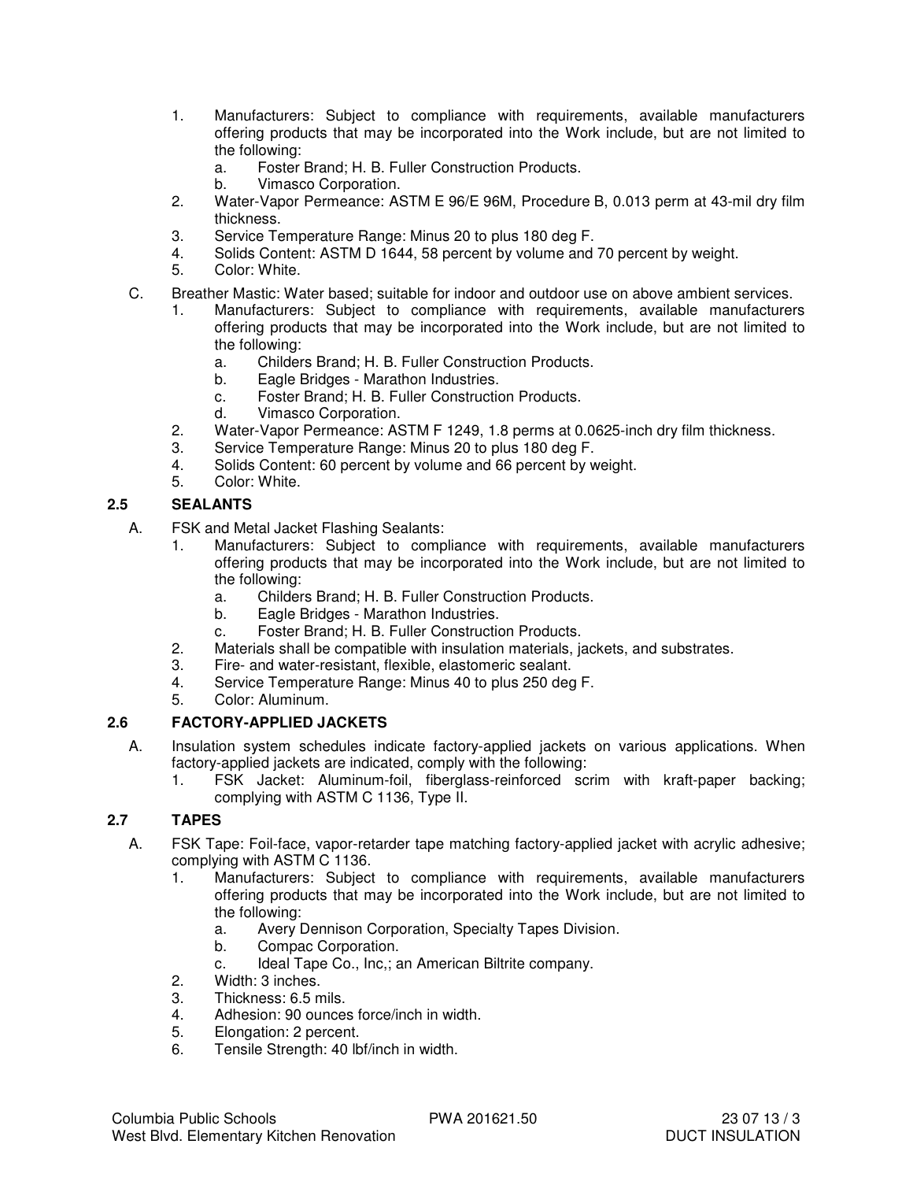1. Manufacturers: Subject to compliance with requirements, available manufacturers offering products that may be incorporated into the Work include, but are not limited to the following:
   a. Foster Brand; H. B. Fuller Construction Products.
   b. Vimasco Corporation.
2. Water-Vapor Permeance: ASTM E 96/E 96M, Procedure B, 0.013 perm at 43-mil dry film thickness.
3. Service Temperature Range: Minus 20 to plus 180 deg F.
4. Solids Content: ASTM D 1644, 58 percent by volume and 70 percent by weight.
5. Color: White.

C. Breather Mastic: Water based; suitable for indoor and outdoor use on above ambient services.
   1. Manufacturers: Subject to compliance with requirements, available manufacturers offering products that may be incorporated into the Work include, but are not limited to the following:
      a. Childers Brand; H. B. Fuller Construction Products.
      b. Eagle Bridges - Marathon Industries.
      c. Foster Brand; H. B. Fuller Construction Products.
      d. Vimasco Corporation.
   2. Water-Vapor Permeance: ASTM F 1249, 1.8 perms at 0.0625-inch dry film thickness.
   3. Service Temperature Range: Minus 20 to plus 180 deg F.
   4. Solids Content: 60 percent by volume and 66 percent by weight.
   5. Color: White.

## 2.5 SEALANTS

A. FSK and Metal Jacket Flashing Sealants:
   1. Manufacturers: Subject to compliance with requirements, available manufacturers offering products that may be incorporated into the Work include, but are not limited to the following:
      a. Childers Brand; H. B. Fuller Construction Products.
      b. Eagle Bridges - Marathon Industries.
      c. Foster Brand; H. B. Fuller Construction Products.
   2. Materials shall be compatible with insulation materials, jackets, and substrates.
   3. Fire- and water-resistant, flexible, elastomeric sealant.
   4. Service Temperature Range: Minus 40 to plus 250 deg F.
   5. Color: Aluminum.

## 2.6 FACTORY-APPLIED JACKETS

A. Insulation system schedules indicate factory-applied jackets on various applications. When factory-applied jackets are indicated, comply with the following:
   1. FSK Jacket: Aluminum-foil, fiberglass-reinforced scrim with kraft-paper backing; complying with ASTM C 1136, Type II.

## 2.7 TAPES

A. FSK Tape: Foil-face, vapor-retarder tape matching factory-applied jacket with acrylic adhesive; complying with ASTM C 1136.
   1. Manufacturers: Subject to compliance with requirements, available manufacturers offering products that may be incorporated into the Work include, but are not limited to the following:
      a. Avery Dennison Corporation, Specialty Tapes Division.
      b. Compac Corporation.
      c. Ideal Tape Co., Inc,; an American Biltrite company.
   2. Width: 3 inches.
   3. Thickness: 6.5 mils.
   4. Adhesion: 90 ounces force/inch in width.
   5. Elongation: 2 percent.
   6. Tensile Strength: 40 lbf/inch in width.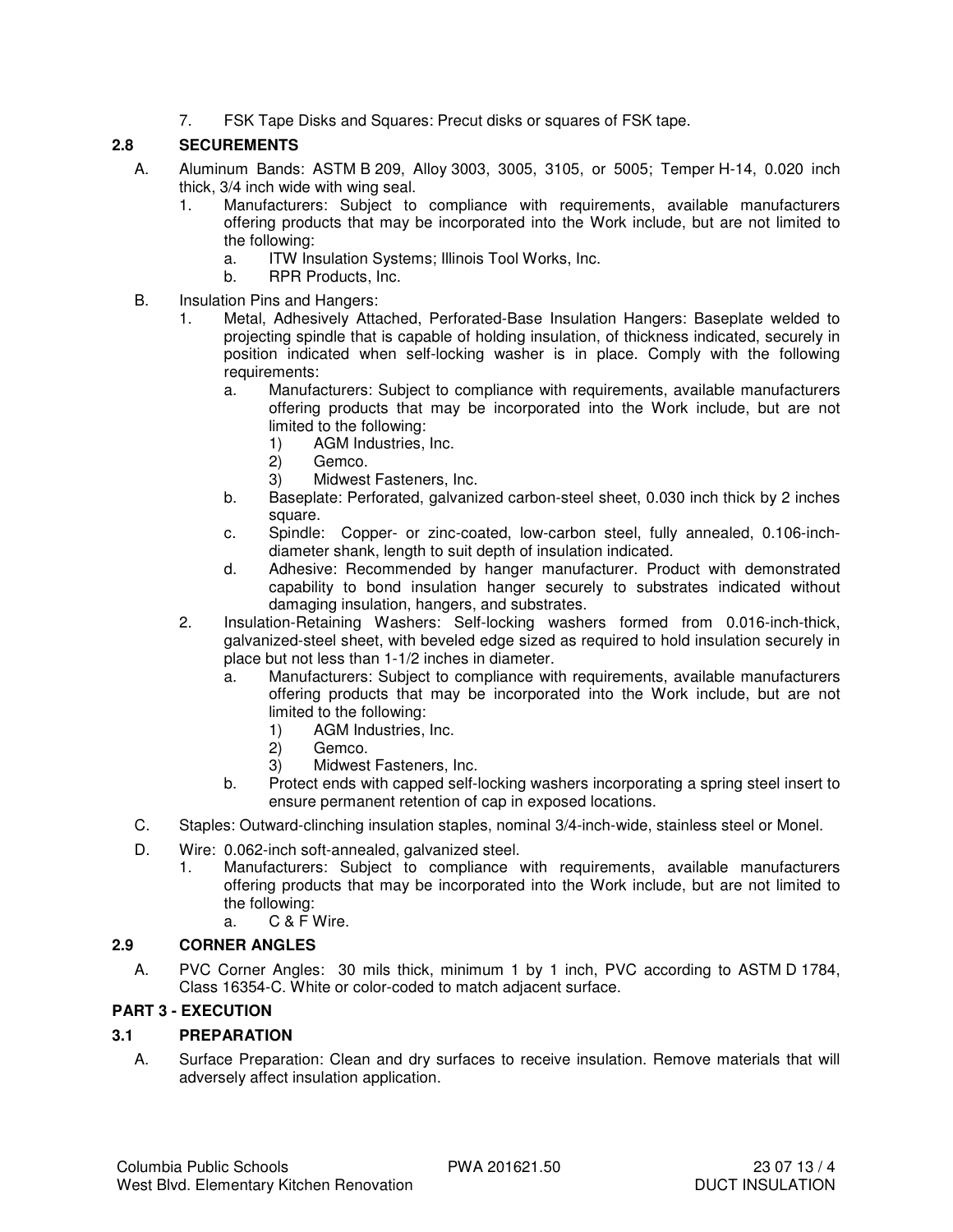7. FSK Tape Disks and Squares: Precut disks or squares of FSK tape.

### 2.8 SECUREMENTS

A. Aluminum Bands: ASTM B 209, Alloy 3003, 3005, 3105, or 5005; Temper H-14, 0.020 inch thick, 3/4 inch wide with wing seal.
   1. Manufacturers: Subject to compliance with requirements, available manufacturers offering products that may be incorporated into the Work include, but are not limited to the following:
      a. ITW Insulation Systems; Illinois Tool Works, Inc.
      b. RPR Products, Inc.

B. Insulation Pins and Hangers:
   1. Metal, Adhesively Attached, Perforated-Base Insulation Hangers: Baseplate welded to projecting spindle that is capable of holding insulation, of thickness indicated, securely in position indicated when self-locking washer is in place. Comply with the following requirements:
      a. Manufacturers: Subject to compliance with requirements, available manufacturers offering products that may be incorporated into the Work include, but are not limited to the following:
         1) AGM Industries, Inc.
         2) Gemco.
         3) Midwest Fasteners, Inc.
      b. Baseplate: Perforated, galvanized carbon-steel sheet, 0.030 inch thick by 2 inches square.
      c. Spindle: Copper- or zinc-coated, low-carbon steel, fully annealed, 0.106-inch-diameter shank, length to suit depth of insulation indicated.
      d. Adhesive: Recommended by hanger manufacturer. Product with demonstrated capability to bond insulation hanger securely to substrates indicated without damaging insulation, hangers, and substrates.
   2. Insulation-Retaining Washers: Self-locking washers formed from 0.016-inch-thick, galvanized-steel sheet, with beveled edge sized as required to hold insulation securely in place but not less than 1-1/2 inches in diameter.
      a. Manufacturers: Subject to compliance with requirements, available manufacturers offering products that may be incorporated into the Work include, but are not limited to the following:
         1) AGM Industries, Inc.
         2) Gemco.
         3) Midwest Fasteners, Inc.
      b. Protect ends with capped self-locking washers incorporating a spring steel insert to ensure permanent retention of cap in exposed locations.

C. Staples: Outward-clinching insulation staples, nominal 3/4-inch-wide, stainless steel or Monel.

D. Wire: 0.062-inch soft-annealed, galvanized steel.
   1. Manufacturers: Subject to compliance with requirements, available manufacturers offering products that may be incorporated into the Work include, but are not limited to the following:
      a. C & F Wire.

### 2.9 CORNER ANGLES

A. PVC Corner Angles: 30 mils thick, minimum 1 by 1 inch, PVC according to ASTM D 1784, Class 16354-C. White or color-coded to match adjacent surface.

## PART 3 - EXECUTION

### 3.1 PREPARATION

A. Surface Preparation: Clean and dry surfaces to receive insulation. Remove materials that will adversely affect insulation application.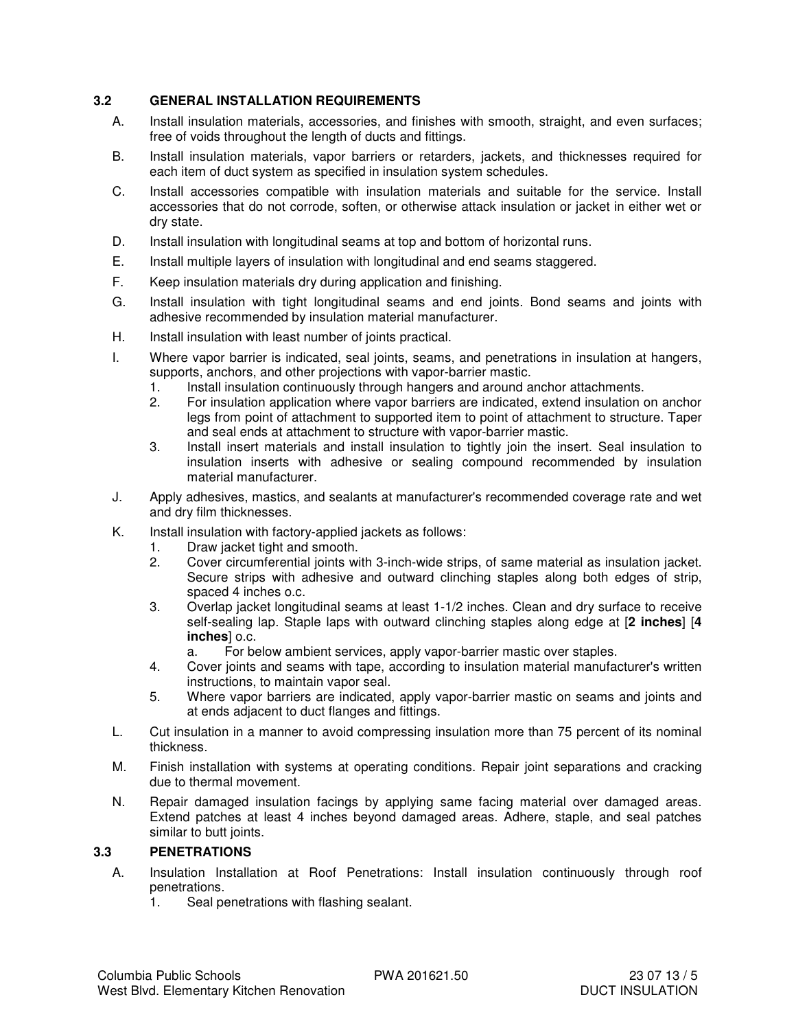### 3.2 GENERAL INSTALLATION REQUIREMENTS

A. Install insulation materials, accessories, and finishes with smooth, straight, and even surfaces; free of voids throughout the length of ducts and fittings.

B. Install insulation materials, vapor barriers or retarders, jackets, and thicknesses required for each item of duct system as specified in insulation system schedules.

C. Install accessories compatible with insulation materials and suitable for the service. Install accessories that do not corrode, soften, or otherwise attack insulation or jacket in either wet or dry state.

D. Install insulation with longitudinal seams at top and bottom of horizontal runs.

E. Install multiple layers of insulation with longitudinal and end seams staggered.

F. Keep insulation materials dry during application and finishing.

G. Install insulation with tight longitudinal seams and end joints. Bond seams and joints with adhesive recommended by insulation material manufacturer.

H. Install insulation with least number of joints practical.

I. Where vapor barrier is indicated, seal joints, seams, and penetrations in insulation at hangers, supports, anchors, and other projections with vapor-barrier mastic.
   1. Install insulation continuously through hangers and around anchor attachments.
   2. For insulation application where vapor barriers are indicated, extend insulation on anchor legs from point of attachment to supported item to point of attachment to structure. Taper and seal ends at attachment to structure with vapor-barrier mastic.
   3. Install insert materials and install insulation to tightly join the insert. Seal insulation to insulation inserts with adhesive or sealing compound recommended by insulation material manufacturer.

J. Apply adhesives, mastics, and sealants at manufacturer's recommended coverage rate and wet and dry film thicknesses.

K. Install insulation with factory-applied jackets as follows:
   1. Draw jacket tight and smooth.
   2. Cover circumferential joints with 3-inch-wide strips, of same material as insulation jacket. Secure strips with adhesive and outward clinching staples along both edges of strip, spaced 4 inches o.c.
   3. Overlap jacket longitudinal seams at least 1-1/2 inches. Clean and dry surface to receive self-sealing lap. Staple laps with outward clinching staples along edge at [**2 inches**] [**4 inches**] o.c.
      a. For below ambient services, apply vapor-barrier mastic over staples.
   4. Cover joints and seams with tape, according to insulation material manufacturer's written instructions, to maintain vapor seal.
   5. Where vapor barriers are indicated, apply vapor-barrier mastic on seams and joints and at ends adjacent to duct flanges and fittings.

L. Cut insulation in a manner to avoid compressing insulation more than 75 percent of its nominal thickness.

M. Finish installation with systems at operating conditions. Repair joint separations and cracking due to thermal movement.

N. Repair damaged insulation facings by applying same facing material over damaged areas. Extend patches at least 4 inches beyond damaged areas. Adhere, staple, and seal patches similar to butt joints.

### 3.3 PENETRATIONS

A. Insulation Installation at Roof Penetrations: Install insulation continuously through roof penetrations.
   1. Seal penetrations with flashing sealant.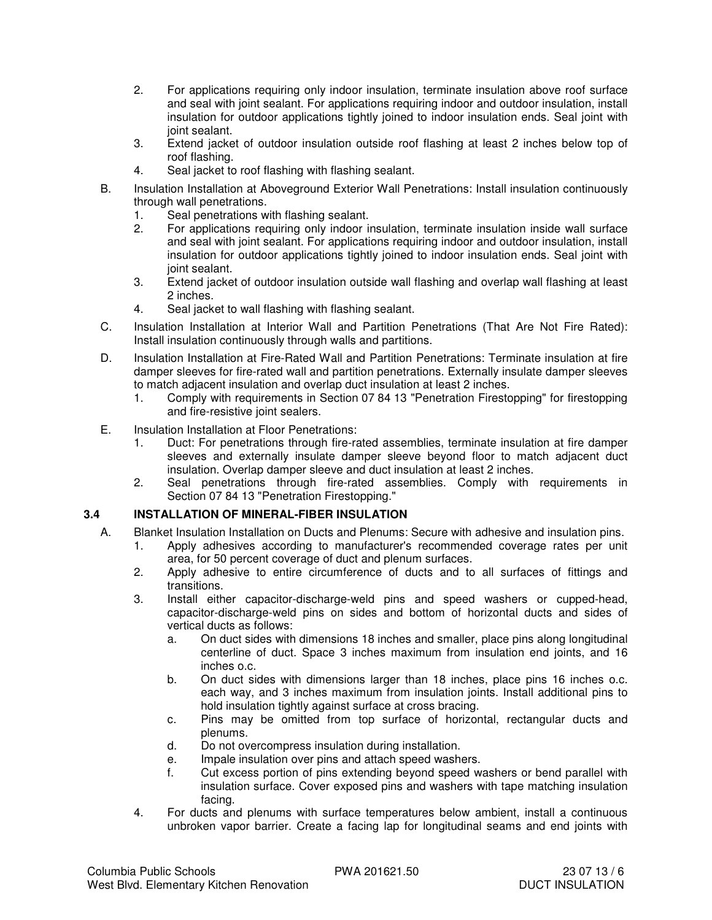2. For applications requiring only indoor insulation, terminate insulation above roof surface and seal with joint sealant. For applications requiring indoor and outdoor insulation, install insulation for outdoor applications tightly joined to indoor insulation ends. Seal joint with joint sealant.
3. Extend jacket of outdoor insulation outside roof flashing at least 2 inches below top of roof flashing.
4. Seal jacket to roof flashing with flashing sealant.

B. Insulation Installation at Aboveground Exterior Wall Penetrations: Install insulation continuously through wall penetrations.
   1. Seal penetrations with flashing sealant.
   2. For applications requiring only indoor insulation, terminate insulation inside wall surface and seal with joint sealant. For applications requiring indoor and outdoor insulation, install insulation for outdoor applications tightly joined to indoor insulation ends. Seal joint with joint sealant.
   3. Extend jacket of outdoor insulation outside wall flashing and overlap wall flashing at least 2 inches.
   4. Seal jacket to wall flashing with flashing sealant.

C. Insulation Installation at Interior Wall and Partition Penetrations (That Are Not Fire Rated): Install insulation continuously through walls and partitions.

D. Insulation Installation at Fire-Rated Wall and Partition Penetrations: Terminate insulation at fire damper sleeves for fire-rated wall and partition penetrations. Externally insulate damper sleeves to match adjacent insulation and overlap duct insulation at least 2 inches.
   1. Comply with requirements in Section 07 84 13 "Penetration Firestopping" for firestopping and fire-resistive joint sealers.

E. Insulation Installation at Floor Penetrations:
   1. Duct: For penetrations through fire-rated assemblies, terminate insulation at fire damper sleeves and externally insulate damper sleeve beyond floor to match adjacent duct insulation. Overlap damper sleeve and duct insulation at least 2 inches.
   2. Seal penetrations through fire-rated assemblies. Comply with requirements in Section 07 84 13 "Penetration Firestopping."

## 3.4 INSTALLATION OF MINERAL-FIBER INSULATION

A. Blanket Insulation Installation on Ducts and Plenums: Secure with adhesive and insulation pins.
   1. Apply adhesives according to manufacturer's recommended coverage rates per unit area, for 50 percent coverage of duct and plenum surfaces.
   2. Apply adhesive to entire circumference of ducts and to all surfaces of fittings and transitions.
   3. Install either capacitor-discharge-weld pins and speed washers or cupped-head, capacitor-discharge-weld pins on sides and bottom of horizontal ducts and sides of vertical ducts as follows:
      a. On duct sides with dimensions 18 inches and smaller, place pins along longitudinal centerline of duct. Space 3 inches maximum from insulation end joints, and 16 inches o.c.
      b. On duct sides with dimensions larger than 18 inches, place pins 16 inches o.c. each way, and 3 inches maximum from insulation joints. Install additional pins to hold insulation tightly against surface at cross bracing.
      c. Pins may be omitted from top surface of horizontal, rectangular ducts and plenums.
      d. Do not overcompress insulation during installation.
      e. Impale insulation over pins and attach speed washers.
      f. Cut excess portion of pins extending beyond speed washers or bend parallel with insulation surface. Cover exposed pins and washers with tape matching insulation facing.
   4. For ducts and plenums with surface temperatures below ambient, install a continuous unbroken vapor barrier. Create a facing lap for longitudinal seams and end joints with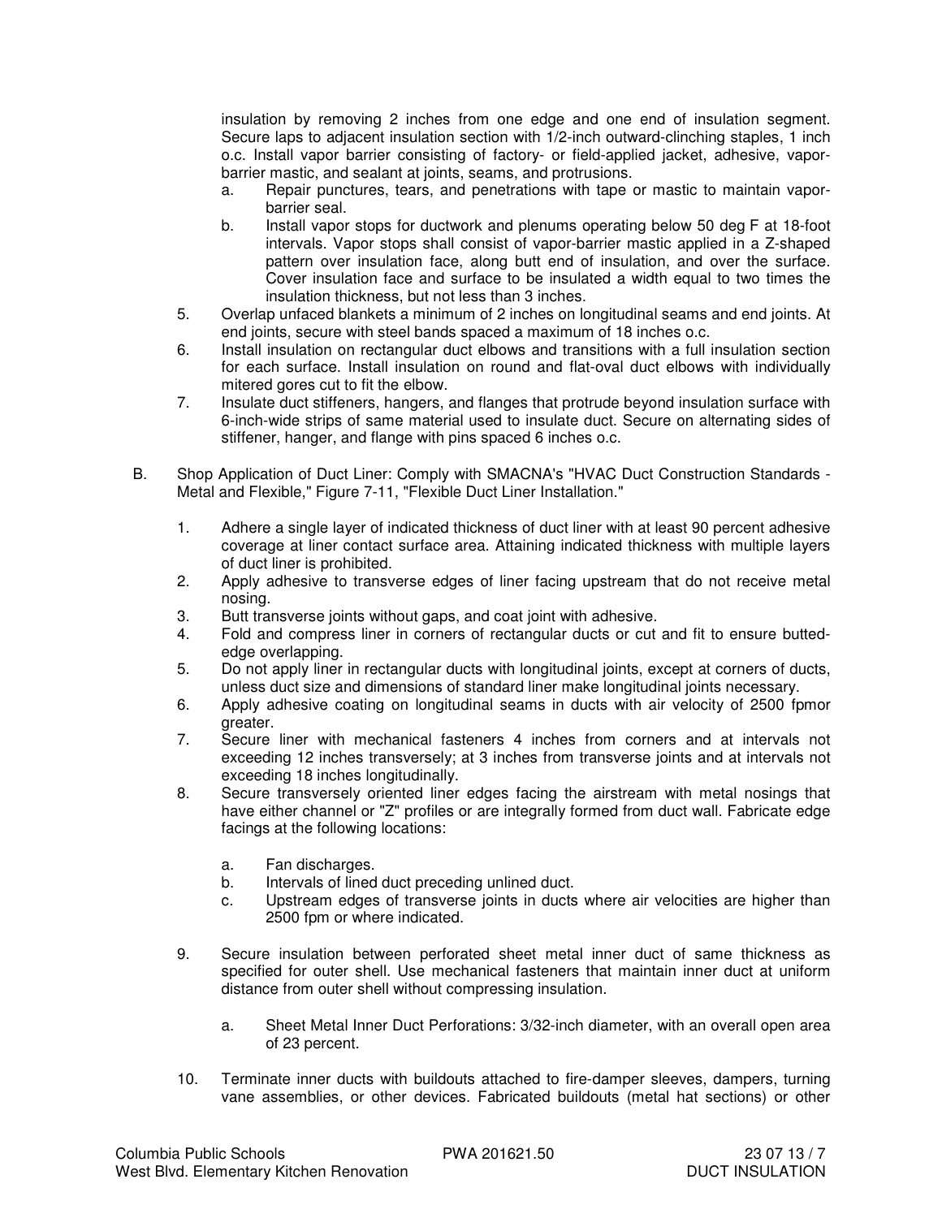insulation by removing 2 inches from one edge and one end of insulation segment. Secure laps to adjacent insulation section with 1/2-inch outward-clinching staples, 1 inch o.c. Install vapor barrier consisting of factory- or field-applied jacket, adhesive, vapor-barrier mastic, and sealant at joints, seams, and protrusions.

   a. Repair punctures, tears, and penetrations with tape or mastic to maintain vapor-barrier seal.
   b. Install vapor stops for ductwork and plenums operating below 50 deg F at 18-foot intervals. Vapor stops shall consist of vapor-barrier mastic applied in a Z-shaped pattern over insulation face, along butt end of insulation, and over the surface. Cover insulation face and surface to be insulated a width equal to two times the insulation thickness, but not less than 3 inches.

5. Overlap unfaced blankets a minimum of 2 inches on longitudinal seams and end joints. At end joints, secure with steel bands spaced a maximum of 18 inches o.c.
6. Install insulation on rectangular duct elbows and transitions with a full insulation section for each surface. Install insulation on round and flat-oval duct elbows with individually mitered gores cut to fit the elbow.
7. Insulate duct stiffeners, hangers, and flanges that protrude beyond insulation surface with 6-inch-wide strips of same material used to insulate duct. Secure on alternating sides of stiffener, hanger, and flange with pins spaced 6 inches o.c.

B. Shop Application of Duct Liner: Comply with SMACNA's "HVAC Duct Construction Standards - Metal and Flexible," Figure 7-11, "Flexible Duct Liner Installation."

1. Adhere a single layer of indicated thickness of duct liner with at least 90 percent adhesive coverage at liner contact surface area. Attaining indicated thickness with multiple layers of duct liner is prohibited.
2. Apply adhesive to transverse edges of liner facing upstream that do not receive metal nosing.
3. Butt transverse joints without gaps, and coat joint with adhesive.
4. Fold and compress liner in corners of rectangular ducts or cut and fit to ensure butted-edge overlapping.
5. Do not apply liner in rectangular ducts with longitudinal joints, except at corners of ducts, unless duct size and dimensions of standard liner make longitudinal joints necessary.
6. Apply adhesive coating on longitudinal seams in ducts with air velocity of 2500 fpmor greater.
7. Secure liner with mechanical fasteners 4 inches from corners and at intervals not exceeding 12 inches transversely; at 3 inches from transverse joints and at intervals not exceeding 18 inches longitudinally.
8. Secure transversely oriented liner edges facing the airstream with metal nosings that have either channel or "Z" profiles or are integrally formed from duct wall. Fabricate edge facings at the following locations:

   a. Fan discharges.
   b. Intervals of lined duct preceding unlined duct.
   c. Upstream edges of transverse joints in ducts where air velocities are higher than 2500 fpm or where indicated.

9. Secure insulation between perforated sheet metal inner duct of same thickness as specified for outer shell. Use mechanical fasteners that maintain inner duct at uniform distance from outer shell without compressing insulation.

   a. Sheet Metal Inner Duct Perforations: 3/32-inch diameter, with an overall open area of 23 percent.

10. Terminate inner ducts with buildouts attached to fire-damper sleeves, dampers, turning vane assemblies, or other devices. Fabricated buildouts (metal hat sections) or other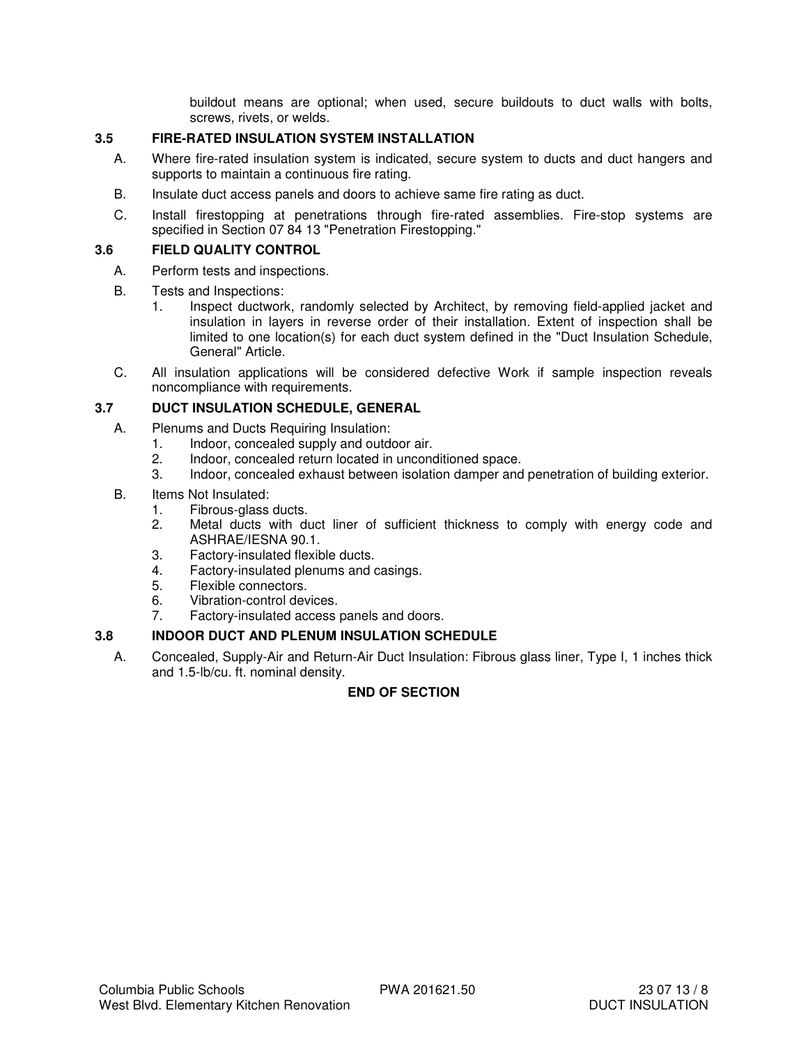buildout means are optional; when used, secure buildouts to duct walls with bolts, screws, rivets, or welds.

### 3.5 FIRE-RATED INSULATION SYSTEM INSTALLATION

A. Where fire-rated insulation system is indicated, secure system to ducts and duct hangers and supports to maintain a continuous fire rating.

B. Insulate duct access panels and doors to achieve same fire rating as duct.

C. Install firestopping at penetrations through fire-rated assemblies. Fire-stop systems are specified in Section 07 84 13 "Penetration Firestopping."

### 3.6 FIELD QUALITY CONTROL

A. Perform tests and inspections.

B. Tests and Inspections:
   1. Inspect ductwork, randomly selected by Architect, by removing field-applied jacket and insulation in layers in reverse order of their installation. Extent of inspection shall be limited to one location(s) for each duct system defined in the "Duct Insulation Schedule, General" Article.

C. All insulation applications will be considered defective Work if sample inspection reveals noncompliance with requirements.

### 3.7 DUCT INSULATION SCHEDULE, GENERAL

A. Plenums and Ducts Requiring Insulation:
   1. Indoor, concealed supply and outdoor air.
   2. Indoor, concealed return located in unconditioned space.
   3. Indoor, concealed exhaust between isolation damper and penetration of building exterior.

B. Items Not Insulated:
   1. Fibrous-glass ducts.
   2. Metal ducts with duct liner of sufficient thickness to comply with energy code and ASHRAE/IESNA 90.1.
   3. Factory-insulated flexible ducts.
   4. Factory-insulated plenums and casings.
   5. Flexible connectors.
   6. Vibration-control devices.
   7. Factory-insulated access panels and doors.

### 3.8 INDOOR DUCT AND PLENUM INSULATION SCHEDULE

A. Concealed, Supply-Air and Return-Air Duct Insulation: Fibrous glass liner, Type I, 1 inches thick and 1.5-lb/cu. ft. nominal density.

**END OF SECTION**